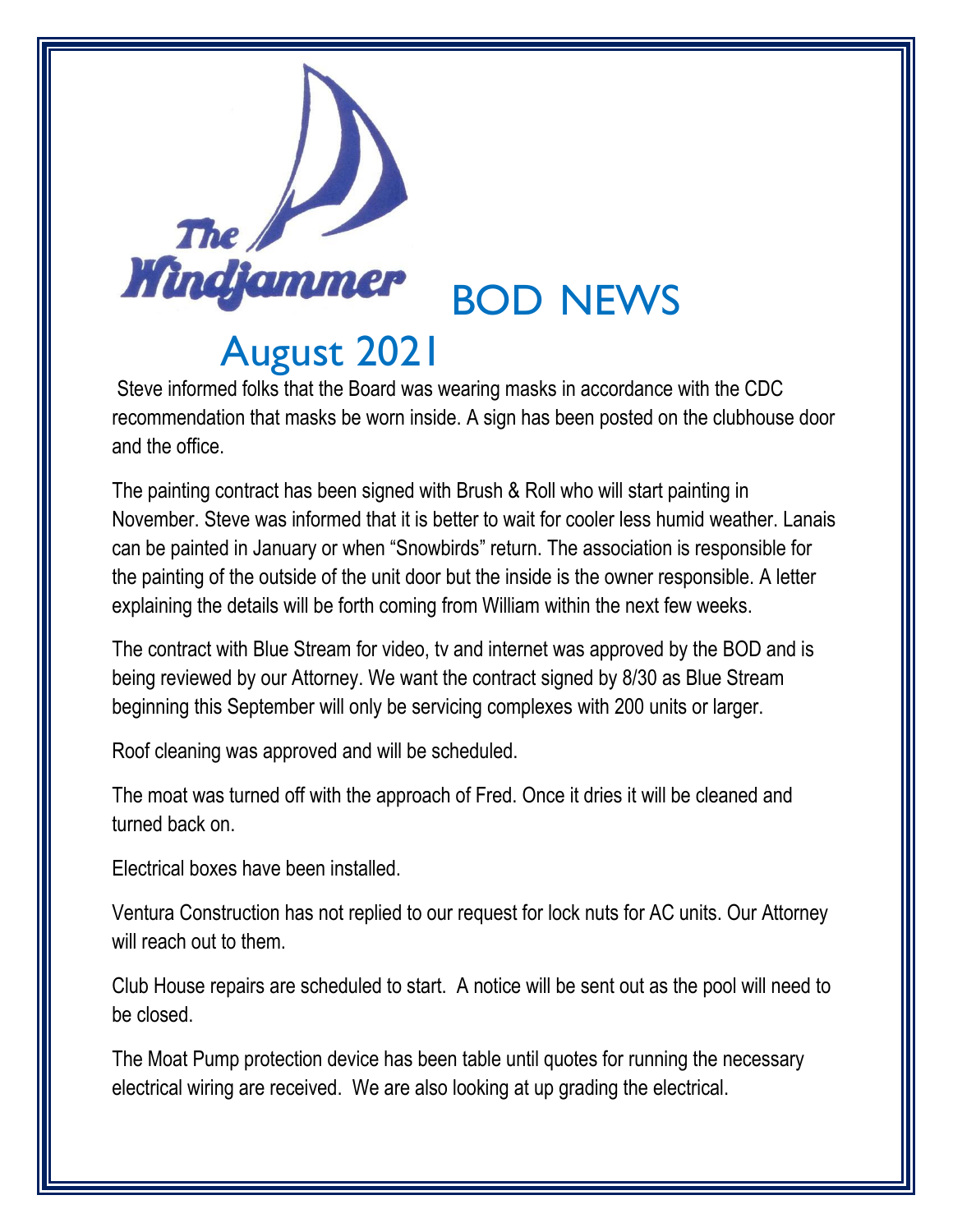The Windjammer

# BOD NEWS

## August 2021

Steve informed folks that the Board was wearing masks in accordance with the CDC recommendation that masks be worn inside. A sign has been posted on the clubhouse door and the office.

The painting contract has been signed with Brush & Roll who will start painting in November. Steve was informed that it is better to wait for cooler less humid weather. Lanais can be painted in January or when "Snowbirds" return. The association is responsible for the painting of the outside of the unit door but the inside is the owner responsible. A letter explaining the details will be forth coming from William within the next few weeks.

The contract with Blue Stream for video, tv and internet was approved by the BOD and is being reviewed by our Attorney. We want the contract signed by 8/30 as Blue Stream beginning this September will only be servicing complexes with 200 units or larger.

Roof cleaning was approved and will be scheduled.

The moat was turned off with the approach of Fred. Once it dries it will be cleaned and turned back on.

Electrical boxes have been installed.

Ventura Construction has not replied to our request for lock nuts for AC units. Our Attorney will reach out to them.

Club House repairs are scheduled to start. A notice will be sent out as the pool will need to be closed.

The Moat Pump protection device has been table until quotes for running the necessary electrical wiring are received. We are also looking at up grading the electrical.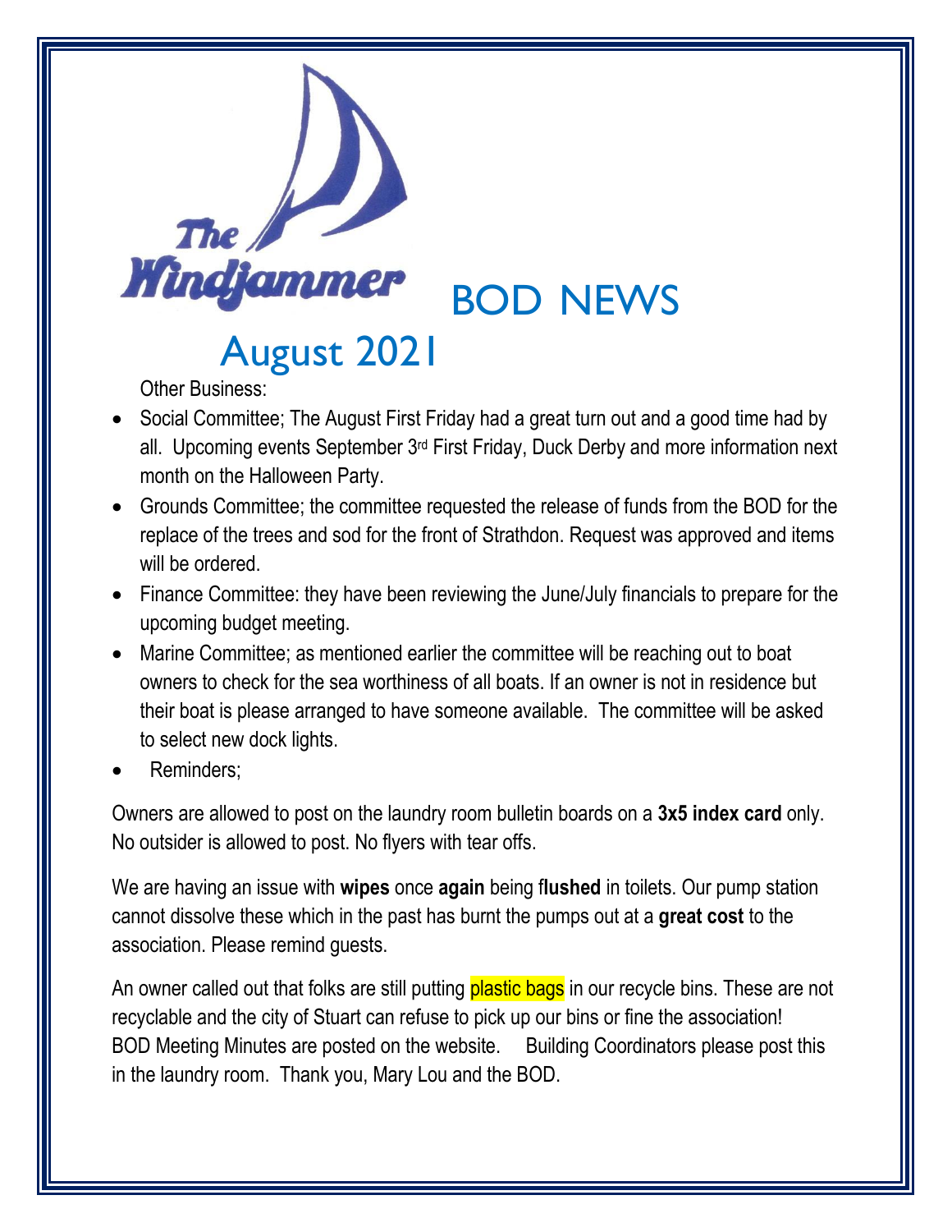The Windjammer

# BOD NEWS

## August 2021

Other Business:

- Social Committee; The August First Friday had a great turn out and a good time had by all. Upcoming events September 3rd First Friday, Duck Derby and more information next month on the Halloween Party.
- Grounds Committee; the committee requested the release of funds from the BOD for the replace of the trees and sod for the front of Strathdon. Request was approved and items will be ordered.
- Finance Committee: they have been reviewing the June/July financials to prepare for the upcoming budget meeting.
- Marine Committee; as mentioned earlier the committee will be reaching out to boat owners to check for the sea worthiness of all boats. If an owner is not in residence but their boat is please arranged to have someone available. The committee will be asked to select new dock lights.
- Reminders;

Owners are allowed to post on the laundry room bulletin boards on a **3x5 index card** only. No outsider is allowed to post. No flyers with tear offs.

We are having an issue with **wipes** once **again** being f**lushed** in toilets. Our pump station cannot dissolve these which in the past has burnt the pumps out at a **great cost** to the association. Please remind guests.

An owner called out that folks are still putting plastic bags in our recycle bins. These are not recyclable and the city of Stuart can refuse to pick up our bins or fine the association! BOD Meeting Minutes are posted on the website. Building Coordinators please post this in the laundry room. Thank you, Mary Lou and the BOD.